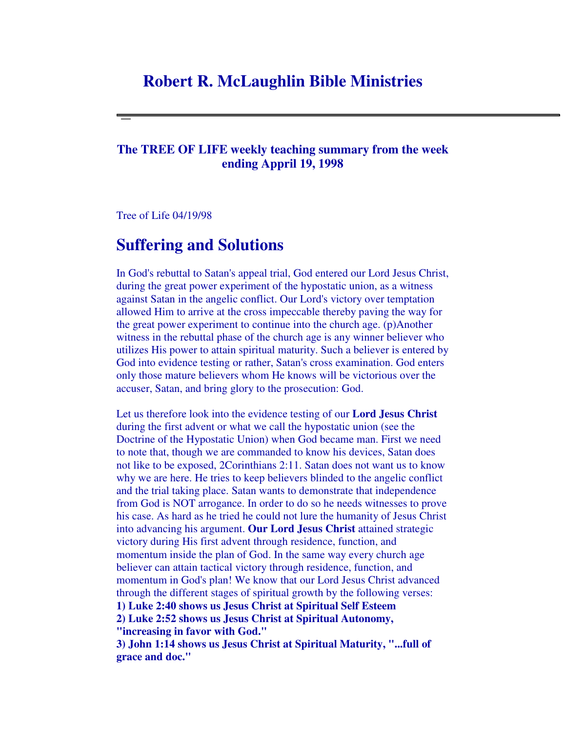# Robert R. McLaughlin Bible Ministries

---

### The TREE OF LIFE weekly teaching summary from the week ending Appril 19, 1998

Tree of Life 04/19/98

## Suffering and Solutions

In God's rebuttal to Satan's appeal trial, God entered our Lord Jesus Christ, during the great power experiment of the hypostatic union, as a witness against Satan in the angelic conflict. Our Lord's victory over temptation allowed Him to arrive at the cross impeccable thereby paving the way for the great power experiment to continue into the church age. (p)Another witness in the rebuttal phase of the church age is any winner believer who utilizes His power to attain spiritual maturity. Such a believer is entered by God into evidence testing or rather, Satan's cross examination. God enters only those mature believers whom He knows will be victorious over the accuser, Satan, and bring glory to the prosecution: God.

Let us therefore look into the evidence testing of our **Lord Jesus Christ** during the first advent or what we call the hypostatic union (see the Doctrine of the Hypostatic Union) when God became man. First we need to note that, though we are commanded to know his devices, Satan does not like to be exposed, 2Corinthians 2:11. Satan does not want us to know why we are here. He tries to keep believers blinded to the angelic conflict and the trial taking place. Satan wants to demonstrate that independence from God is NOT arrogance. In order to do so he needs witnesses to prove his case. As hard as he tried he could not lure the humanity of Jesus Christ into advancing his argument. **Our Lord Jesus Christ** attained strategic victory during His first advent through residence, function, and momentum inside the plan of God. In the same way every church age believer can attain tactical victory through residence, function, and momentum in God's plan! We know that our Lord Jesus Christ advanced through the different stages of spiritual growth by the following verses:

**1) Luke 2:40 shows us Jesus Christ at Spiritual Self Esteem**
**2) Luke 2:52 shows us Jesus Christ at Spiritual Autonomy, "increasing in favor with God."**
**3) John 1:14 shows us Jesus Christ at Spiritual Maturity, "...full of grace and doc."**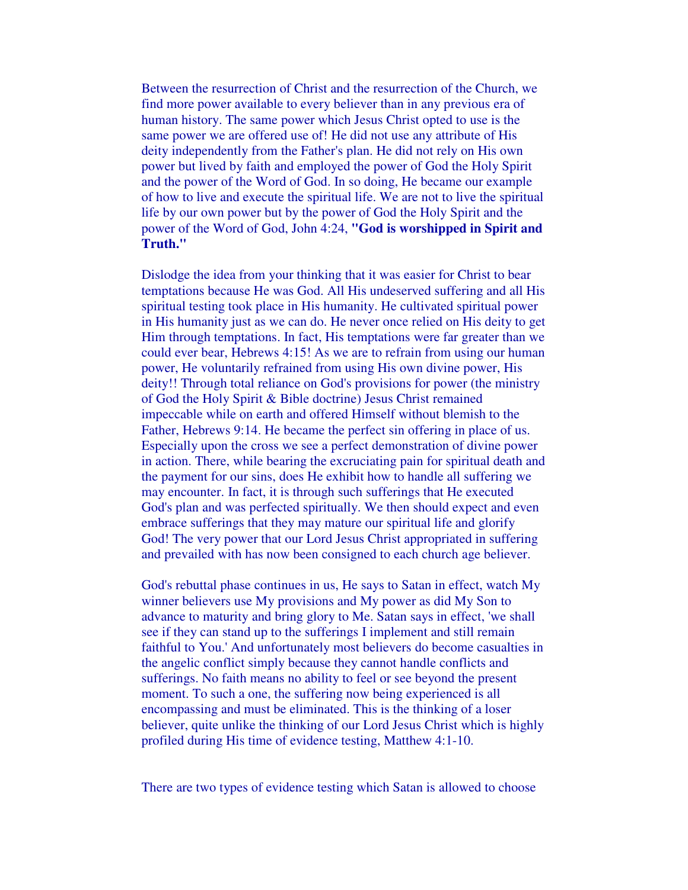Between the resurrection of Christ and the resurrection of the Church, we find more power available to every believer than in any previous era of human history. The same power which Jesus Christ opted to use is the same power we are offered use of! He did not use any attribute of His deity independently from the Father's plan. He did not rely on His own power but lived by faith and employed the power of God the Holy Spirit and the power of the Word of God. In so doing, He became our example of how to live and execute the spiritual life. We are not to live the spiritual life by our own power but by the power of God the Holy Spirit and the power of the Word of God, John 4:24, **"God is worshipped in Spirit and Truth."**

Dislodge the idea from your thinking that it was easier for Christ to bear temptations because He was God. All His undeserved suffering and all His spiritual testing took place in His humanity. He cultivated spiritual power in His humanity just as we can do. He never once relied on His deity to get Him through temptations. In fact, His temptations were far greater than we could ever bear, Hebrews 4:15! As we are to refrain from using our human power, He voluntarily refrained from using His own divine power, His deity!! Through total reliance on God's provisions for power (the ministry of God the Holy Spirit & Bible doctrine) Jesus Christ remained impeccable while on earth and offered Himself without blemish to the Father, Hebrews 9:14. He became the perfect sin offering in place of us. Especially upon the cross we see a perfect demonstration of divine power in action. There, while bearing the excruciating pain for spiritual death and the payment for our sins, does He exhibit how to handle all suffering we may encounter. In fact, it is through such sufferings that He executed God's plan and was perfected spiritually. We then should expect and even embrace sufferings that they may mature our spiritual life and glorify God! The very power that our Lord Jesus Christ appropriated in suffering and prevailed with has now been consigned to each church age believer.

God's rebuttal phase continues in us, He says to Satan in effect, watch My winner believers use My provisions and My power as did My Son to advance to maturity and bring glory to Me. Satan says in effect, 'we shall see if they can stand up to the sufferings I implement and still remain faithful to You.' And unfortunately most believers do become casualties in the angelic conflict simply because they cannot handle conflicts and sufferings. No faith means no ability to feel or see beyond the present moment. To such a one, the suffering now being experienced is all encompassing and must be eliminated. This is the thinking of a loser believer, quite unlike the thinking of our Lord Jesus Christ which is highly profiled during His time of evidence testing, Matthew 4:1-10.

There are two types of evidence testing which Satan is allowed to choose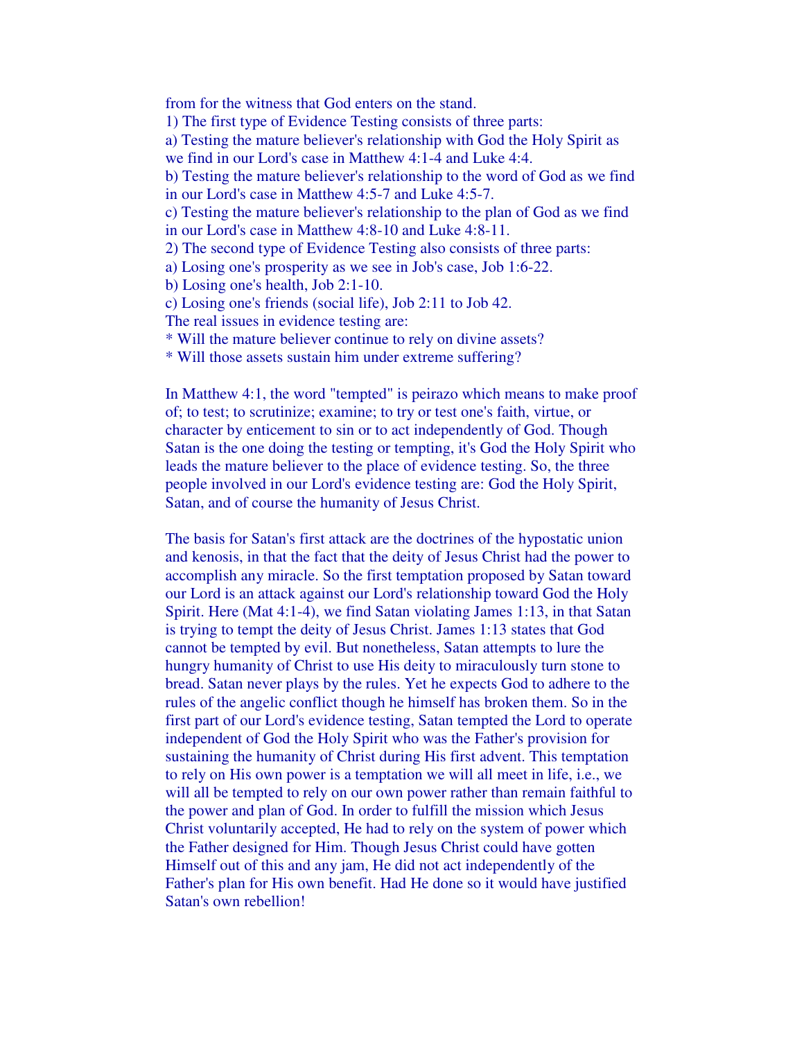from for the witness that God enters on the stand.

1) The first type of Evidence Testing consists of three parts:

a) Testing the mature believer's relationship with God the Holy Spirit as we find in our Lord's case in Matthew 4:1-4 and Luke 4:4.

b) Testing the mature believer's relationship to the word of God as we find in our Lord's case in Matthew 4:5-7 and Luke 4:5-7.

c) Testing the mature believer's relationship to the plan of God as we find in our Lord's case in Matthew 4:8-10 and Luke 4:8-11.

2) The second type of Evidence Testing also consists of three parts:

a) Losing one's prosperity as we see in Job's case, Job 1:6-22.

b) Losing one's health, Job 2:1-10.

c) Losing one's friends (social life), Job 2:11 to Job 42.

The real issues in evidence testing are:

* Will the mature believer continue to rely on divine assets?
* Will those assets sustain him under extreme suffering?

In Matthew 4:1, the word "tempted" is peirazo which means to make proof of; to test; to scrutinize; examine; to try or test one's faith, virtue, or character by enticement to sin or to act independently of God. Though Satan is the one doing the testing or tempting, it's God the Holy Spirit who leads the mature believer to the place of evidence testing. So, the three people involved in our Lord's evidence testing are: God the Holy Spirit, Satan, and of course the humanity of Jesus Christ.

The basis for Satan's first attack are the doctrines of the hypostatic union and kenosis, in that the fact that the deity of Jesus Christ had the power to accomplish any miracle. So the first temptation proposed by Satan toward our Lord is an attack against our Lord's relationship toward God the Holy Spirit. Here (Mat 4:1-4), we find Satan violating James 1:13, in that Satan is trying to tempt the deity of Jesus Christ. James 1:13 states that God cannot be tempted by evil. But nonetheless, Satan attempts to lure the hungry humanity of Christ to use His deity to miraculously turn stone to bread. Satan never plays by the rules. Yet he expects God to adhere to the rules of the angelic conflict though he himself has broken them. So in the first part of our Lord's evidence testing, Satan tempted the Lord to operate independent of God the Holy Spirit who was the Father's provision for sustaining the humanity of Christ during His first advent. This temptation to rely on His own power is a temptation we will all meet in life, i.e., we will all be tempted to rely on our own power rather than remain faithful to the power and plan of God. In order to fulfill the mission which Jesus Christ voluntarily accepted, He had to rely on the system of power which the Father designed for Him. Though Jesus Christ could have gotten Himself out of this and any jam, He did not act independently of the Father's plan for His own benefit. Had He done so it would have justified Satan's own rebellion!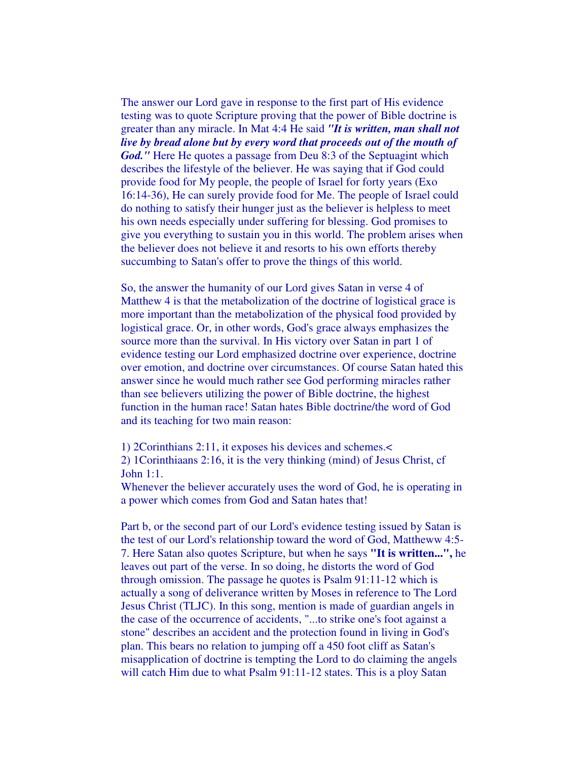The answer our Lord gave in response to the first part of His evidence testing was to quote Scripture proving that the power of Bible doctrine is greater than any miracle. In Mat 4:4 He said ***"It is written, man shall not live by bread alone but by every word that proceeds out of the mouth of God."*** Here He quotes a passage from Deu 8:3 of the Septuagint which describes the lifestyle of the believer. He was saying that if God could provide food for My people, the people of Israel for forty years (Exo 16:14-36), He can surely provide food for Me. The people of Israel could do nothing to satisfy their hunger just as the believer is helpless to meet his own needs especially under suffering for blessing. God promises to give you everything to sustain you in this world. The problem arises when the believer does not believe it and resorts to his own efforts thereby succumbing to Satan's offer to prove the things of this world.

So, the answer the humanity of our Lord gives Satan in verse 4 of Matthew 4 is that the metabolization of the doctrine of logistical grace is more important than the metabolization of the physical food provided by logistical grace. Or, in other words, God's grace always emphasizes the source more than the survival. In His victory over Satan in part 1 of evidence testing our Lord emphasized doctrine over experience, doctrine over emotion, and doctrine over circumstances. Of course Satan hated this answer since he would much rather see God performing miracles rather than see believers utilizing the power of Bible doctrine, the highest function in the human race! Satan hates Bible doctrine/the word of God and its teaching for two main reason:

1) 2Corinthians 2:11, it exposes his devices and schemes.<
2) 1Corinthiaans 2:16, it is the very thinking (mind) of Jesus Christ, cf John 1:1.

Whenever the believer accurately uses the word of God, he is operating in a power which comes from God and Satan hates that!

Part b, or the second part of our Lord's evidence testing issued by Satan is the test of our Lord's relationship toward the word of God, Mattheww 4:5-7. Here Satan also quotes Scripture, but when he says **"It is written...",** he leaves out part of the verse. In so doing, he distorts the word of God through omission. The passage he quotes is Psalm 91:11-12 which is actually a song of deliverance written by Moses in reference to The Lord Jesus Christ (TLJC). In this song, mention is made of guardian angels in the case of the occurrence of accidents, "...to strike one's foot against a stone" describes an accident and the protection found in living in God's plan. This bears no relation to jumping off a 450 foot cliff as Satan's misapplication of doctrine is tempting the Lord to do claiming the angels will catch Him due to what Psalm 91:11-12 states. This is a ploy Satan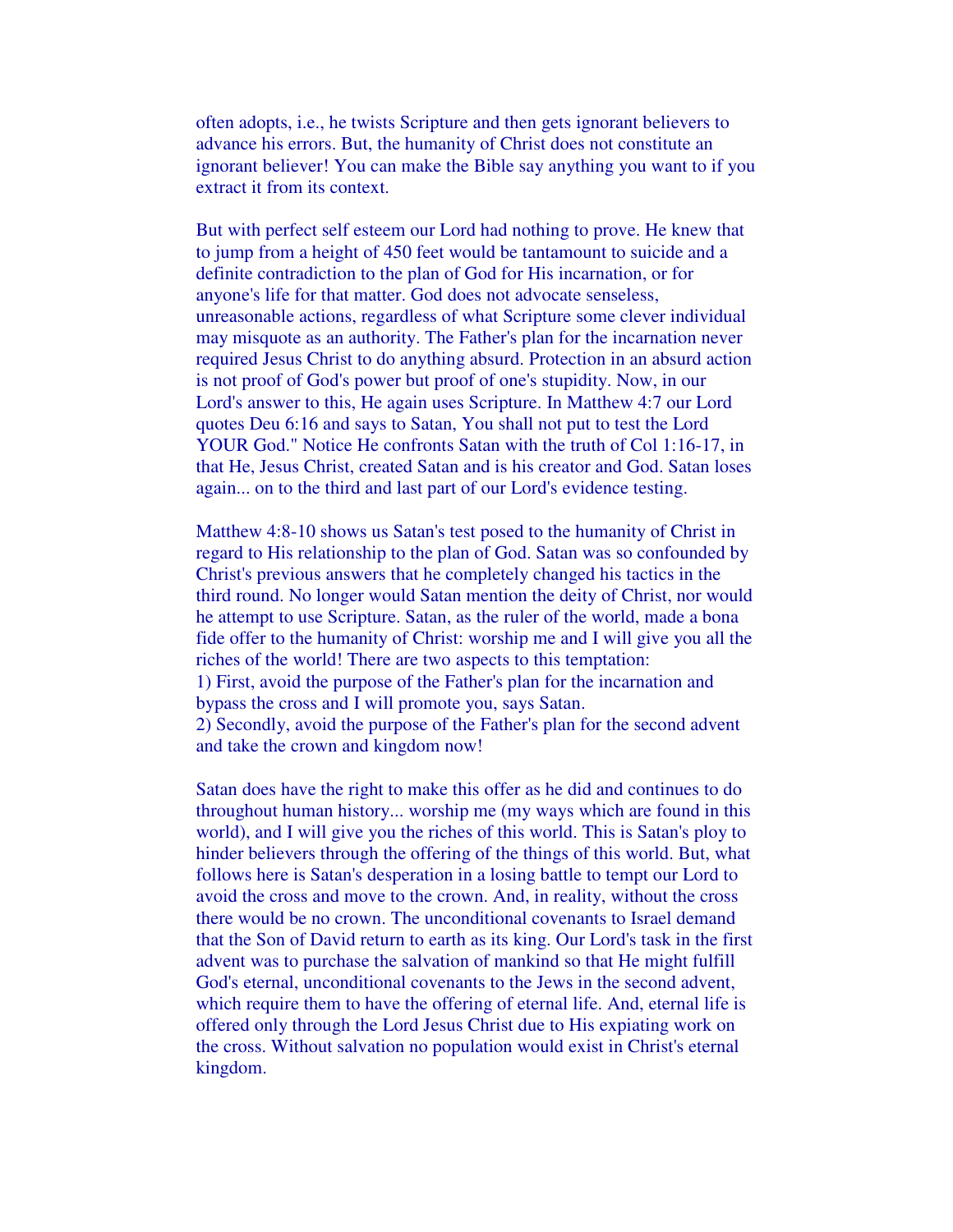often adopts, i.e., he twists Scripture and then gets ignorant believers to advance his errors. But, the humanity of Christ does not constitute an ignorant believer! You can make the Bible say anything you want to if you extract it from its context.

But with perfect self esteem our Lord had nothing to prove. He knew that to jump from a height of 450 feet would be tantamount to suicide and a definite contradiction to the plan of God for His incarnation, or for anyone's life for that matter. God does not advocate senseless, unreasonable actions, regardless of what Scripture some clever individual may misquote as an authority. The Father's plan for the incarnation never required Jesus Christ to do anything absurd. Protection in an absurd action is not proof of God's power but proof of one's stupidity. Now, in our Lord's answer to this, He again uses Scripture. In Matthew 4:7 our Lord quotes Deu 6:16 and says to Satan, You shall not put to test the Lord YOUR God." Notice He confronts Satan with the truth of Col 1:16-17, in that He, Jesus Christ, created Satan and is his creator and God. Satan loses again... on to the third and last part of our Lord's evidence testing.

Matthew 4:8-10 shows us Satan's test posed to the humanity of Christ in regard to His relationship to the plan of God. Satan was so confounded by Christ's previous answers that he completely changed his tactics in the third round. No longer would Satan mention the deity of Christ, nor would he attempt to use Scripture. Satan, as the ruler of the world, made a bona fide offer to the humanity of Christ: worship me and I will give you all the riches of the world! There are two aspects to this temptation:
1) First, avoid the purpose of the Father's plan for the incarnation and bypass the cross and I will promote you, says Satan.
2) Secondly, avoid the purpose of the Father's plan for the second advent and take the crown and kingdom now!

Satan does have the right to make this offer as he did and continues to do throughout human history... worship me (my ways which are found in this world), and I will give you the riches of this world. This is Satan's ploy to hinder believers through the offering of the things of this world. But, what follows here is Satan's desperation in a losing battle to tempt our Lord to avoid the cross and move to the crown. And, in reality, without the cross there would be no crown. The unconditional covenants to Israel demand that the Son of David return to earth as its king. Our Lord's task in the first advent was to purchase the salvation of mankind so that He might fulfill God's eternal, unconditional covenants to the Jews in the second advent, which require them to have the offering of eternal life. And, eternal life is offered only through the Lord Jesus Christ due to His expiating work on the cross. Without salvation no population would exist in Christ's eternal kingdom.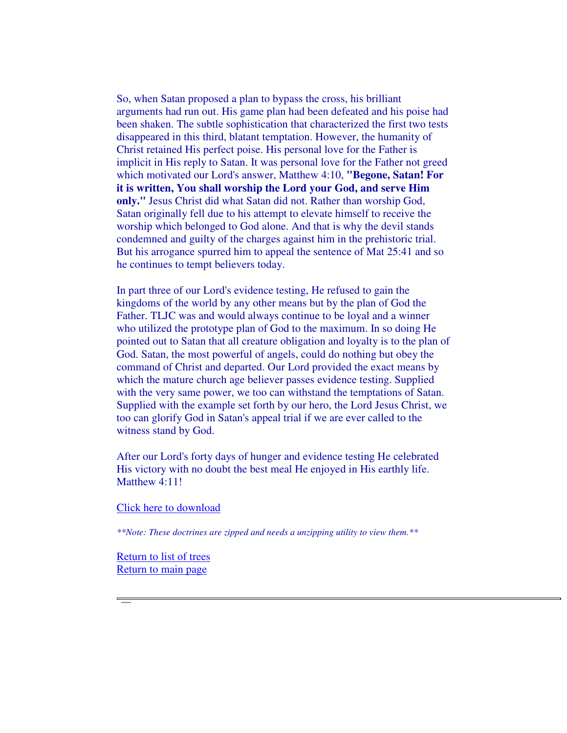So, when Satan proposed a plan to bypass the cross, his brilliant arguments had run out. His game plan had been defeated and his poise had been shaken. The subtle sophistication that characterized the first two tests disappeared in this third, blatant temptation. However, the humanity of Christ retained His perfect poise. His personal love for the Father is implicit in His reply to Satan. It was personal love for the Father not greed which motivated our Lord's answer, Matthew 4:10, **"Begone, Satan! For it is written, You shall worship the Lord your God, and serve Him only."** Jesus Christ did what Satan did not. Rather than worship God, Satan originally fell due to his attempt to elevate himself to receive the worship which belonged to God alone. And that is why the devil stands condemned and guilty of the charges against him in the prehistoric trial. But his arrogance spurred him to appeal the sentence of Mat 25:41 and so he continues to tempt believers today.

In part three of our Lord's evidence testing, He refused to gain the kingdoms of the world by any other means but by the plan of God the Father. TLJC was and would always continue to be loyal and a winner who utilized the prototype plan of God to the maximum. In so doing He pointed out to Satan that all creature obligation and loyalty is to the plan of God. Satan, the most powerful of angels, could do nothing but obey the command of Christ and departed. Our Lord provided the exact means by which the mature church age believer passes evidence testing. Supplied with the very same power, we too can withstand the temptations of Satan. Supplied with the example set forth by our hero, the Lord Jesus Christ, we too can glorify God in Satan's appeal trial if we are ever called to the witness stand by God.

After our Lord's forty days of hunger and evidence testing He celebrated His victory with no doubt the best meal He enjoyed in His earthly life. Matthew 4:11!

Click here to download

*\*\*Note: These doctrines are zipped and needs a unzipping utility to view them.\*\**

Return to list of trees
Return to main page